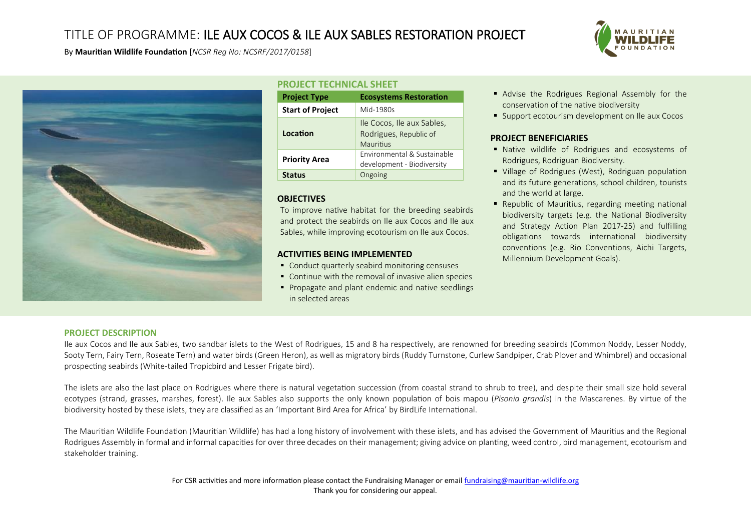# TITLE OF PROGRAMME: ILE AUX COCOS & ILE AUX SABLES RESTORATION PROJECT

By **Mauritian Wildlife Foundation** [*NCSR Reg No: NCSRF/2017/0158*]

## PROJECT TECHNICAL SHEET

| Project Type | Ecosystems Restoration |
| --- | --- |
| **Start of Project** | Mid-1980s |
| **Location** | Ile Cocos, Ile aux Sables, Rodrigues, Republic of Mauritius |
| **Priority Area** | Environmental & Sustainable development - Biodiversity |
| **Status** | Ongoing |

## OBJECTIVES

To improve native habitat for the breeding seabirds and protect the seabirds on Ile aux Cocos and Ile aux Sables, while improving ecotourism on Ile aux Cocos.

## ACTIVITIES BEING IMPLEMENTED

- Conduct quarterly seabird monitoring censuses
- Continue with the removal of invasive alien species
- Propagate and plant endemic and native seedlings in selected areas
- Advise the Rodrigues Regional Assembly for the conservation of the native biodiversity
- Support ecotourism development on Ile aux Cocos

## PROJECT BENEFICIARIES

- Native wildlife of Rodrigues and ecosystems of Rodrigues, Rodriguan Biodiversity.
- Village of Rodrigues (West), Rodriguan population and its future generations, school children, tourists and the world at large.
- Republic of Mauritius, regarding meeting national biodiversity targets (e.g. the National Biodiversity and Strategy Action Plan 2017-25) and fulfilling obligations towards international biodiversity conventions (e.g. Rio Conventions, Aichi Targets, Millennium Development Goals).

## PROJECT DESCRIPTION

Ile aux Cocos and Ile aux Sables, two sandbar islets to the West of Rodrigues, 15 and 8 ha respectively, are renowned for breeding seabirds (Common Noddy, Lesser Noddy, Sooty Tern, Fairy Tern, Roseate Tern) and water birds (Green Heron), as well as migratory birds (Ruddy Turnstone, Curlew Sandpiper, Crab Plover and Whimbrel) and occasional prospecting seabirds (White-tailed Tropicbird and Lesser Frigate bird).

The islets are also the last place on Rodrigues where there is natural vegetation succession (from coastal strand to shrub to tree), and despite their small size hold several ecotypes (strand, grasses, marshes, forest). Ile aux Sables also supports the only known population of bois mapou (*Pisonia grandis*) in the Mascarenes. By virtue of the biodiversity hosted by these islets, they are classified as an 'Important Bird Area for Africa' by BirdLife International.

The Mauritian Wildlife Foundation (Mauritian Wildlife) has had a long history of involvement with these islets, and has advised the Government of Mauritius and the Regional Rodrigues Assembly in formal and informal capacities for over three decades on their management; giving advice on planting, weed control, bird management, ecotourism and stakeholder training.

For CSR activities and more information please contact the Fundraising Manager or email fundraising@mauritian-wildlife.org
Thank you for considering our appeal.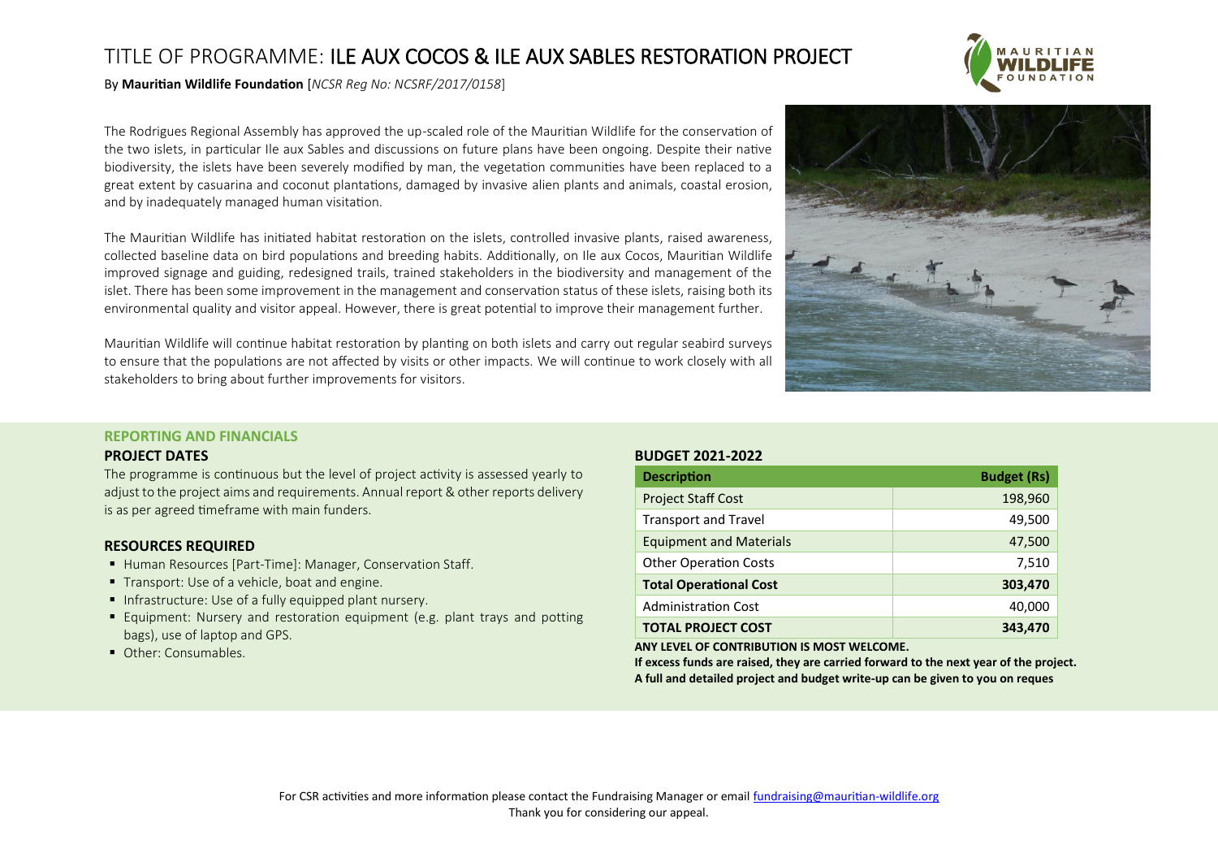# TITLE OF PROGRAMME: ILE AUX COCOS & ILE AUX SABLES RESTORATION PROJECT

By **Mauritian Wildlife Foundation** [*NCSR Reg No: NCSRF/2017/0158*]

The Rodrigues Regional Assembly has approved the up-scaled role of the Mauritian Wildlife for the conservation of the two islets, in particular Ile aux Sables and discussions on future plans have been ongoing. Despite their native biodiversity, the islets have been severely modified by man, the vegetation communities have been replaced to a great extent by casuarina and coconut plantations, damaged by invasive alien plants and animals, coastal erosion, and by inadequately managed human visitation.

The Mauritian Wildlife has initiated habitat restoration on the islets, controlled invasive plants, raised awareness, collected baseline data on bird populations and breeding habits. Additionally, on Ile aux Cocos, Mauritian Wildlife improved signage and guiding, redesigned trails, trained stakeholders in the biodiversity and management of the islet. There has been some improvement in the management and conservation status of these islets, raising both its environmental quality and visitor appeal. However, there is great potential to improve their management further.

Mauritian Wildlife will continue habitat restoration by planting on both islets and carry out regular seabird surveys to ensure that the populations are not affected by visits or other impacts. We will continue to work closely with all stakeholders to bring about further improvements for visitors.

## REPORTING AND FINANCIALS

### PROJECT DATES

The programme is continuous but the level of project activity is assessed yearly to adjust to the project aims and requirements. Annual report & other reports delivery is as per agreed timeframe with main funders.

### RESOURCES REQUIRED

- Human Resources [Part-Time]: Manager, Conservation Staff.
- Transport: Use of a vehicle, boat and engine.
- Infrastructure: Use of a fully equipped plant nursery.
- Equipment: Nursery and restoration equipment (e.g. plant trays and potting bags), use of laptop and GPS.
- Other: Consumables.

### BUDGET 2021-2022

| Description | Budget (Rs) |
|---|---|
| Project Staff Cost | 198,960 |
| Transport and Travel | 49,500 |
| Equipment and Materials | 47,500 |
| Other Operation Costs | 7,510 |
| **Total Operational Cost** | **303,470** |
| Administration Cost | 40,000 |
| **TOTAL PROJECT COST** | **343,470** |

**ANY LEVEL OF CONTRIBUTION IS MOST WELCOME.**

**If excess funds are raised, they are carried forward to the next year of the project.**

**A full and detailed project and budget write-up can be given to you on reques**

For CSR activities and more information please contact the Fundraising Manager or email fundraising@mauritian-wildlife.org

Thank you for considering our appeal.